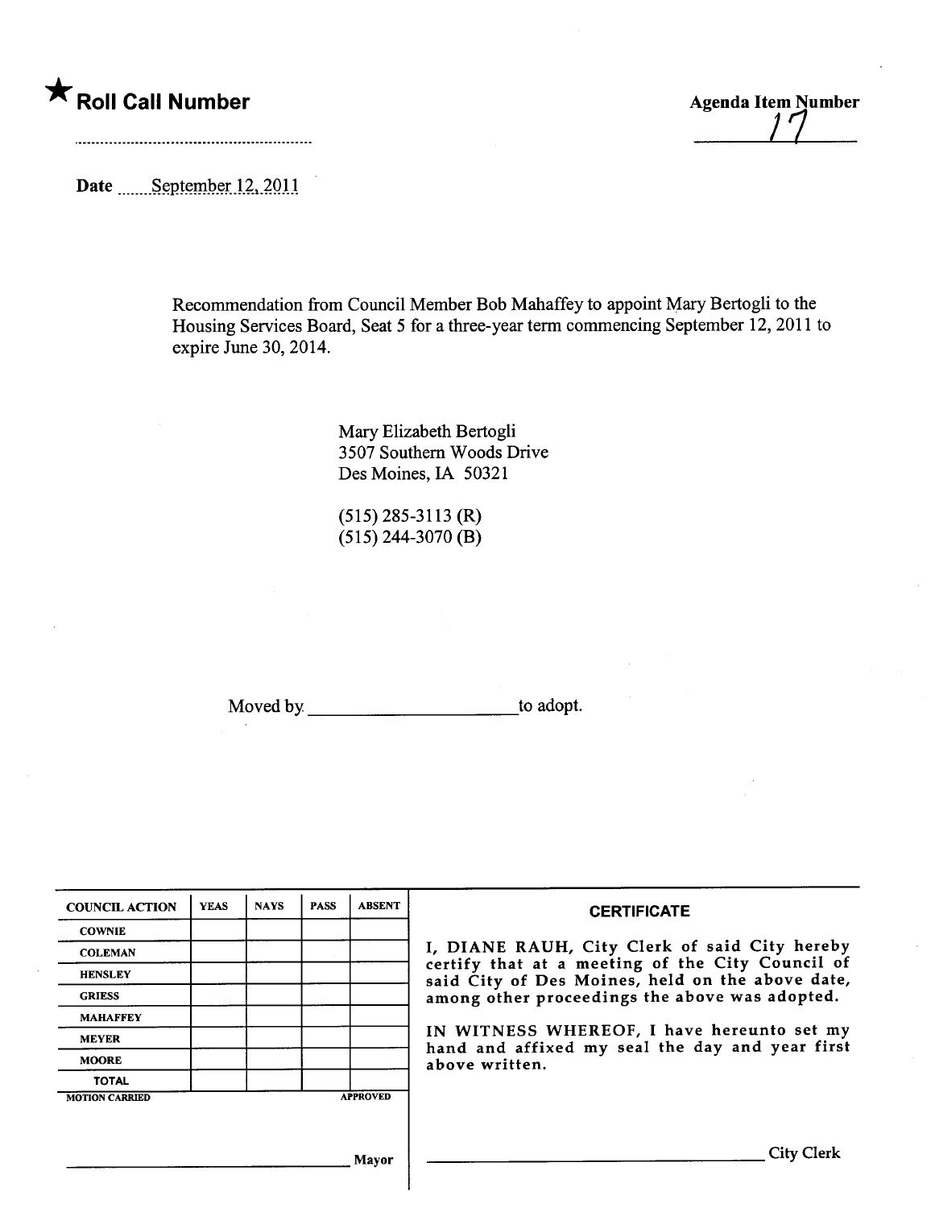★ **Roll Call Number**

**Agenda Item Number**

17

Date ......September 12, 2011

Recommendation from Council Member Bob Mahaffey to appoint Mary Bertogli to the Housing Services Board, Seat 5 for a three-year term commencing September 12, 2011 to expire June 30, 2014.

Mary Elizabeth Bertogli
3507 Southern Woods Drive
Des Moines, IA 50321

(515) 285-3113 (R)
(515) 244-3070 (B)

Moved by ______________________ to adopt.

| COUNCIL ACTION | YEAS | NAYS | PASS | ABSENT |
|---|---|---|---|---|
| COWNIE | | | | |
| COLEMAN | | | | |
| HENSLEY | | | | |
| GRIESS | | | | |
| MAHAFFEY | | | | |
| MEYER | | | | |
| MOORE | | | | |
| TOTAL | | | | |

MOTION CARRIED APPROVED

______________________________ Mayor

**CERTIFICATE**

I, DIANE RAUH, City Clerk of said City hereby certify that at a meeting of the City Council of said City of Des Moines, held on the above date, among other proceedings the above was adopted.

IN WITNESS WHEREOF, I have hereunto set my hand and affixed my seal the day and year first above written.

______________________________ City Clerk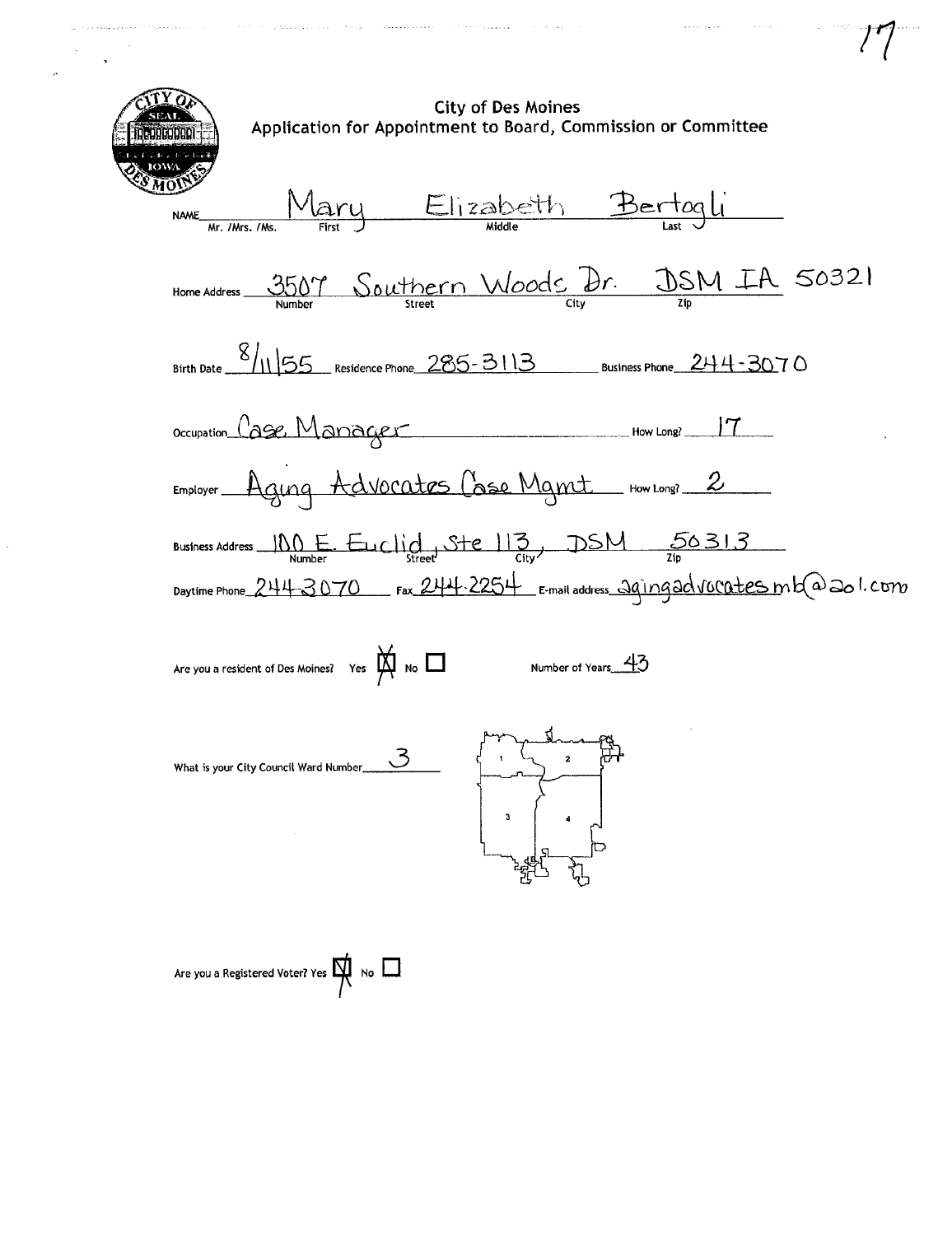# City of Des Moines
## Application for Appointment to Board, Commission or Committee

NAME Mr. /Mrs. /Ms. Mary (First) Elizabeth (Middle) Bertogli (Last)

Home Address 3507 (Number) Southern Woods Dr. (Street) DSM (City) IA 50321 (Zip)

Birth Date 8/11/55 Residence Phone 285-3113 Business Phone 244-3070

Occupation Case Manager How Long? 17

Employer Aging Advocates Case Mgmt How Long? 2

Business Address 100 E. Euclid (Number, Street), Ste 113, DSM (City) 50313 (Zip)

Daytime Phone 244-3070 Fax 244-2254 E-mail address agingadvocatesmb@aol.com

Are you a resident of Des Moines? Yes ☒ No ☐ Number of Years 43

What is your City Council Ward Number 3

Are you a Registered Voter? Yes ☒ No ☐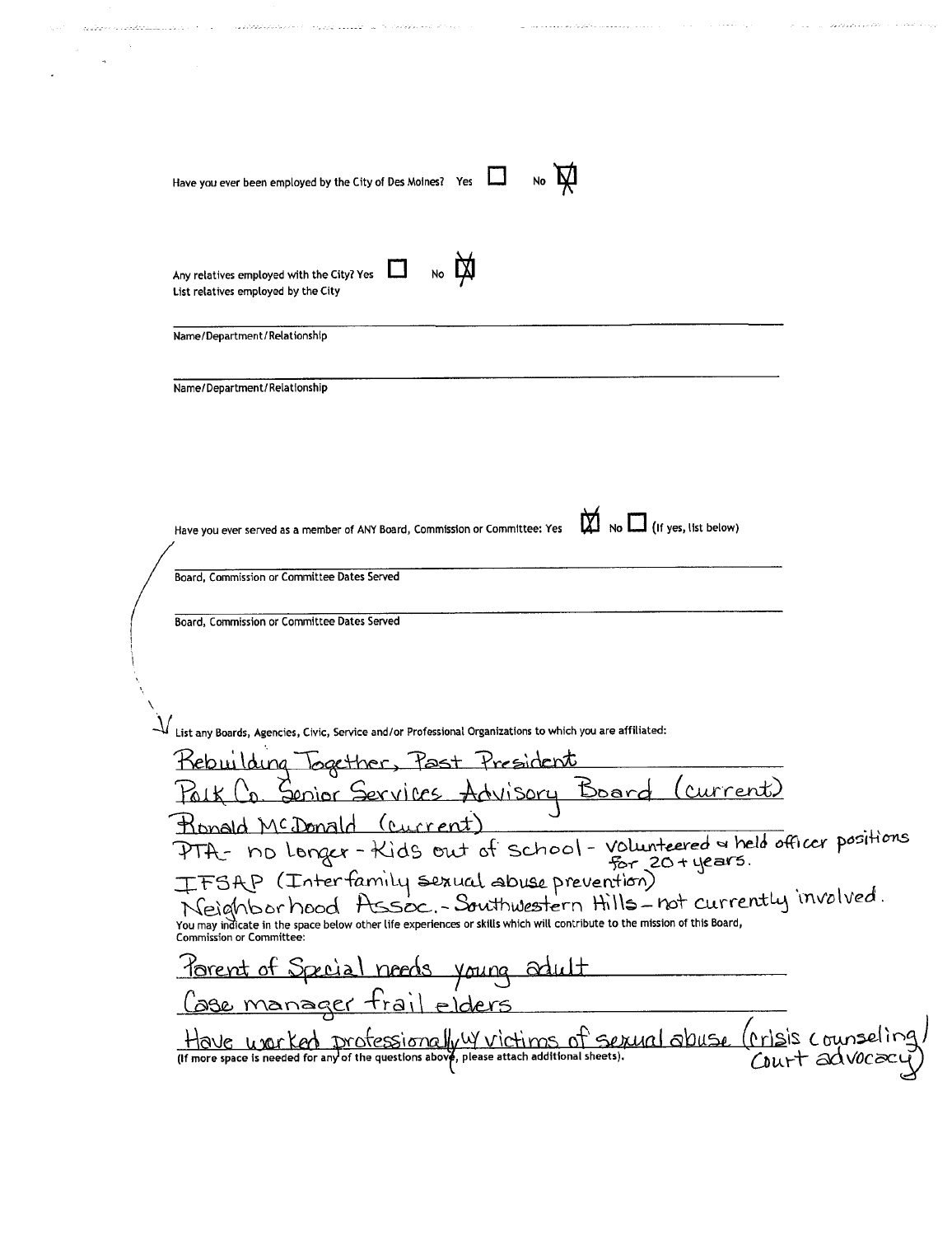Have you ever been employed by the City of Des Moines? Yes ☐ No ☒

Any relatives employed with the City? Yes ☐ No ☒

List relatives employed by the City

Name/Department/Relationship

Name/Department/Relationship

Have you ever served as a member of ANY Board, Commission or Committee: Yes ☒ No ☐ (If yes, list below)

Board, Commission or Committee Dates Served

Board, Commission or Committee Dates Served

List any Boards, Agencies, Civic, Service and/or Professional Organizations to which you are affiliated:

Rebuilding Together, Past President

Polk Co. Senior Services Advisory Board (current)

Ronald McDonald (current)

PTA - no longer - Kids out of school - volunteered & held officer positions for 20+ years.

IFSAP (Interfamily sexual abuse prevention)

Neighborhood Assoc. - Southwestern Hills - not currently involved.

You may indicate in the space below other life experiences or skills which will contribute to the mission of this Board, Commission or Committee:

Parent of Special needs young adult

Case manager frail elders

Have worked professionally w/ victims of sexual abuse (crisis counseling/ Court advocacy)

(If more space is needed for any of the questions above, please attach additional sheets).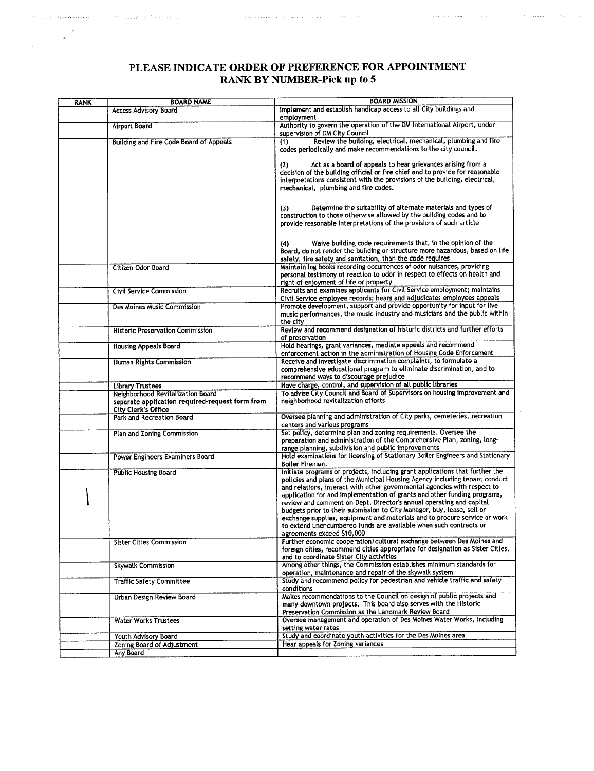# PLEASE INDICATE ORDER OF PREFERENCE FOR APPOINTMENT
## RANK BY NUMBER-Pick up to 5

| RANK | BOARD NAME | BOARD MISSION |
|---|---|---|
| | Access Advisory Board | Implement and establish handicap access to all City buildings and employment |
| | Airport Board | Authority to govern the operation of the DM International Airport, under supervision of DM City Council |
| | Building and Fire Code Board of Appeals | (1) Review the building, electrical, mechanical, plumbing and fire codes periodically and make recommendations to the city council.<br><br>(2) Act as a board of appeals to hear grievances arising from a decision of the building official or fire chief and to provide for reasonable interpretations consistent with the provisions of the building, electrical, mechanical, plumbing and fire codes.<br><br>(3) Determine the suitability of alternate materials and types of construction to those otherwise allowed by the building codes and to provide reasonable interpretations of the provisions of such article<br><br>(4) Waive building code requirements that, in the opinion of the Board, do not render the building or structure more hazardous, based on life safety, fire safety and sanitation, than the code requires |
| | Citizen Odor Board | Maintain log books recording occurrences of odor nuisances, providing personal testimony of reaction to odor in respect to effects on health and right of enjoyment of life or property |
| | Civil Service Commission | Recruits and examines applicants for Civil Service employment; maintains Civil Service employee records; hears and adjudicates employees appeals |
| | Des Moines Music Commission | Promote development, support and provide opportunity for input for live music performances, the music industry and musicians and the public within the city |
| | Historic Preservation Commission | Review and recommend designation of historic districts and further efforts of preservation |
| | Housing Appeals Board | Hold hearings, grant variances, mediate appeals and recommend enforcement action in the administration of Housing Code Enforcement |
| | Human Rights Commission | Receive and investigate discrimination complaints, to formulate a comprehensive educational program to eliminate discrimination, and to recommend ways to discourage prejudice |
| | Library Trustees | Have charge, control, and supervision of all public libraries |
| | Neighborhood Revitalization Board<br>**separate application required-request form from City Clerk's Office** | To advise City Council and Board of Supervisors on housing improvement and neighborhood revitalization efforts |
| | Park and Recreation Board | Oversee planning and administration of City parks, cemeteries, recreation centers and various programs |
| | Plan and Zoning Commission | Set policy, determine plan and zoning requirements. Oversee the preparation and administration of the Comprehensive Plan, zoning, long-range planning, subdivision and public improvements |
| | Power Engineers Examiners Board | Hold examinations for licensing of Stationary Boiler Engineers and Stationary Boiler Firemen. |
| 1 | Public Housing Board | Initiate programs or projects, including grant applications that further the policies and plans of the Municipal Housing Agency including tenant conduct and relations, interact with other governmental agencies with respect to application for and implementation of grants and other funding programs, review and comment on Dept. Director's annual operating and capital budgets prior to their submission to City Manager, buy, lease, sell or exchange supplies, equipment and materials and to procure service or work to extend unencumbered funds are available when such contracts or agreements exceed $10,000 |
| | Sister Cities Commission | Further economic cooperation/cultural exchange between Des Moines and foreign cities, recommend cities appropriate for designation as Sister Cities, and to coordinate Sister City activities |
| | Skywalk Commission | Among other things, the Commission establishes minimum standards for operation, maintenance and repair of the skywalk system |
| | Traffic Safety Committee | Study and recommend policy for pedestrian and vehicle traffic and safety conditions |
| | Urban Design Review Board | Makes recommendations to the Council on design of public projects and many downtown projects. This board also serves with the Historic Preservation Commission as the Landmark Review Board |
| | Water Works Trustees | Oversee management and operation of Des Moines Water Works, including setting water rates |
| | Youth Advisory Board | Study and coordinate youth activities for the Des Moines area |
| | Zoning Board of Adjustment | Hear appeals for Zoning variances |
| | Any Board | |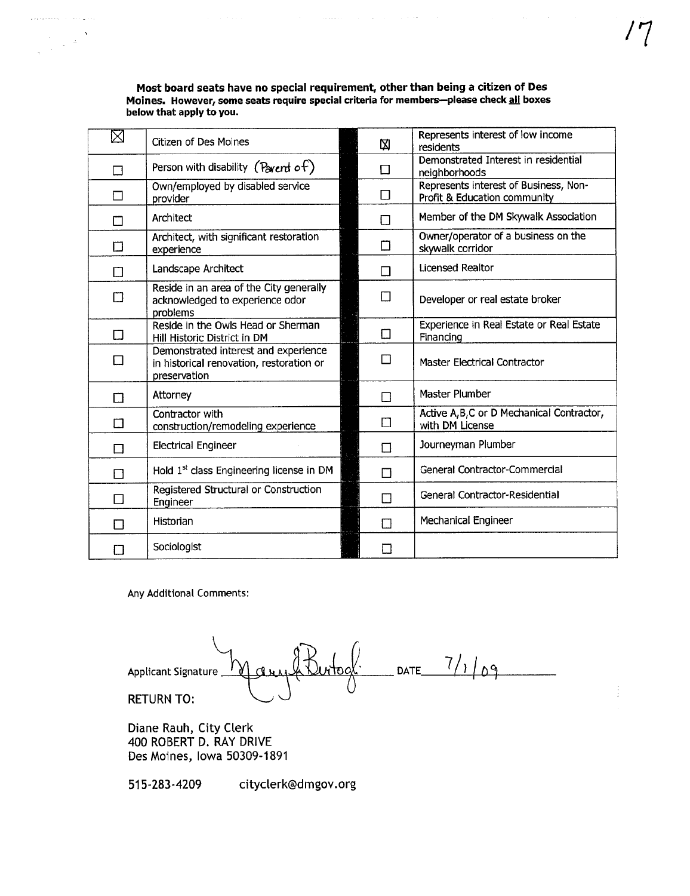**Most board seats have no special requirement, other than being a citizen of Des Moines. However, some seats require special criteria for members—please check all boxes below that apply to you.**

| | | | |
|---|---|---|---|
| ☒ | Citizen of Des Moines | ☒ | Represents interest of low income residents |
| ☐ | Person with disability (Parent of) | ☐ | Demonstrated Interest in residential neighborhoods |
| ☐ | Own/employed by disabled service provider | ☐ | Represents interest of Business, Non-Profit & Education community |
| ☐ | Architect | ☐ | Member of the DM Skywalk Association |
| ☐ | Architect, with significant restoration experience | ☐ | Owner/operator of a business on the skywalk corridor |
| ☐ | Landscape Architect | ☐ | Licensed Realtor |
| ☐ | Reside in an area of the City generally acknowledged to experience odor problems | ☐ | Developer or real estate broker |
| ☐ | Reside in the Owls Head or Sherman Hill Historic District in DM | ☐ | Experience in Real Estate or Real Estate Financing |
| ☐ | Demonstrated interest and experience in historical renovation, restoration or preservation | ☐ | Master Electrical Contractor |
| ☐ | Attorney | ☐ | Master Plumber |
| ☐ | Contractor with construction/remodeling experience | ☐ | Active A,B,C or D Mechanical Contractor, with DM License |
| ☐ | Electrical Engineer | ☐ | Journeyman Plumber |
| ☐ | Hold 1st class Engineering license in DM | ☐ | General Contractor-Commercial |
| ☐ | Registered Structural or Construction Engineer | ☐ | General Contractor-Residential |
| ☐ | Historian | ☐ | Mechanical Engineer |
| ☐ | Sociologist | ☐ | |

Any Additional Comments:

Applicant Signature Mary J. Bertog DATE 7/1/09

RETURN TO:

Diane Rauh, City Clerk
400 ROBERT D. RAY DRIVE
Des Moines, Iowa 50309-1891

515-283-4209 cityclerk@dmgov.org